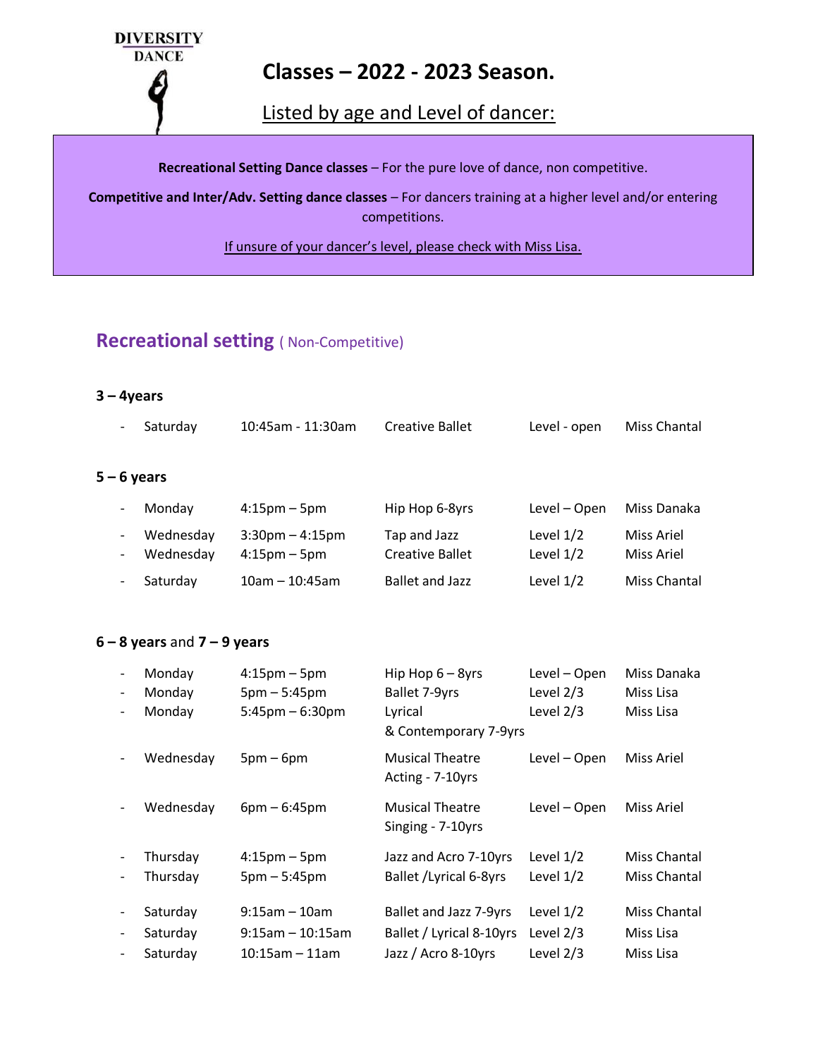DIVERSITY DANCE

# Classes – 2022 - 2023 Season.

## Listed by age and Level of dancer:

**Recreational Setting Dance classes** – For the pure love of dance, non competitive.

**Competitive and Inter/Adv. Setting dance classes** – For dancers training at a higher level and/or entering competitions.

If unsure of your dancer's level, please check with Miss Lisa.

## Recreational setting ( Non-Competitive)

### 3 – 4years

- Saturday | 10:45am - 11:30am | Creative Ballet | Level - open | Miss Chantal

### 5 – 6 years

- Monday | 4:15pm – 5pm | Hip Hop 6-8yrs | Level – Open | Miss Danaka
- Wednesday | 3:30pm – 4:15pm | Tap and Jazz | Level 1/2 | Miss Ariel
- Wednesday | 4:15pm – 5pm | Creative Ballet | Level 1/2 | Miss Ariel
- Saturday | 10am – 10:45am | Ballet and Jazz | Level 1/2 | Miss Chantal

### 6 – 8 years and 7 – 9 years

- Monday | 4:15pm – 5pm | Hip Hop 6 – 8yrs | Level – Open | Miss Danaka
- Monday | 5pm – 5:45pm | Ballet 7-9yrs | Level 2/3 | Miss Lisa
- Monday | 5:45pm – 6:30pm | Lyrical & Contemporary 7-9yrs | Level 2/3 | Miss Lisa
- Wednesday | 5pm – 6pm | Musical Theatre Acting - 7-10yrs | Level – Open | Miss Ariel
- Wednesday | 6pm – 6:45pm | Musical Theatre Singing - 7-10yrs | Level – Open | Miss Ariel
- Thursday | 4:15pm – 5pm | Jazz and Acro 7-10yrs | Level 1/2 | Miss Chantal
- Thursday | 5pm – 5:45pm | Ballet /Lyrical 6-8yrs | Level 1/2 | Miss Chantal
- Saturday | 9:15am – 10am | Ballet and Jazz 7-9yrs | Level 1/2 | Miss Chantal
- Saturday | 9:15am – 10:15am | Ballet / Lyrical 8-10yrs | Level 2/3 | Miss Lisa
- Saturday | 10:15am – 11am | Jazz / Acro 8-10yrs | Level 2/3 | Miss Lisa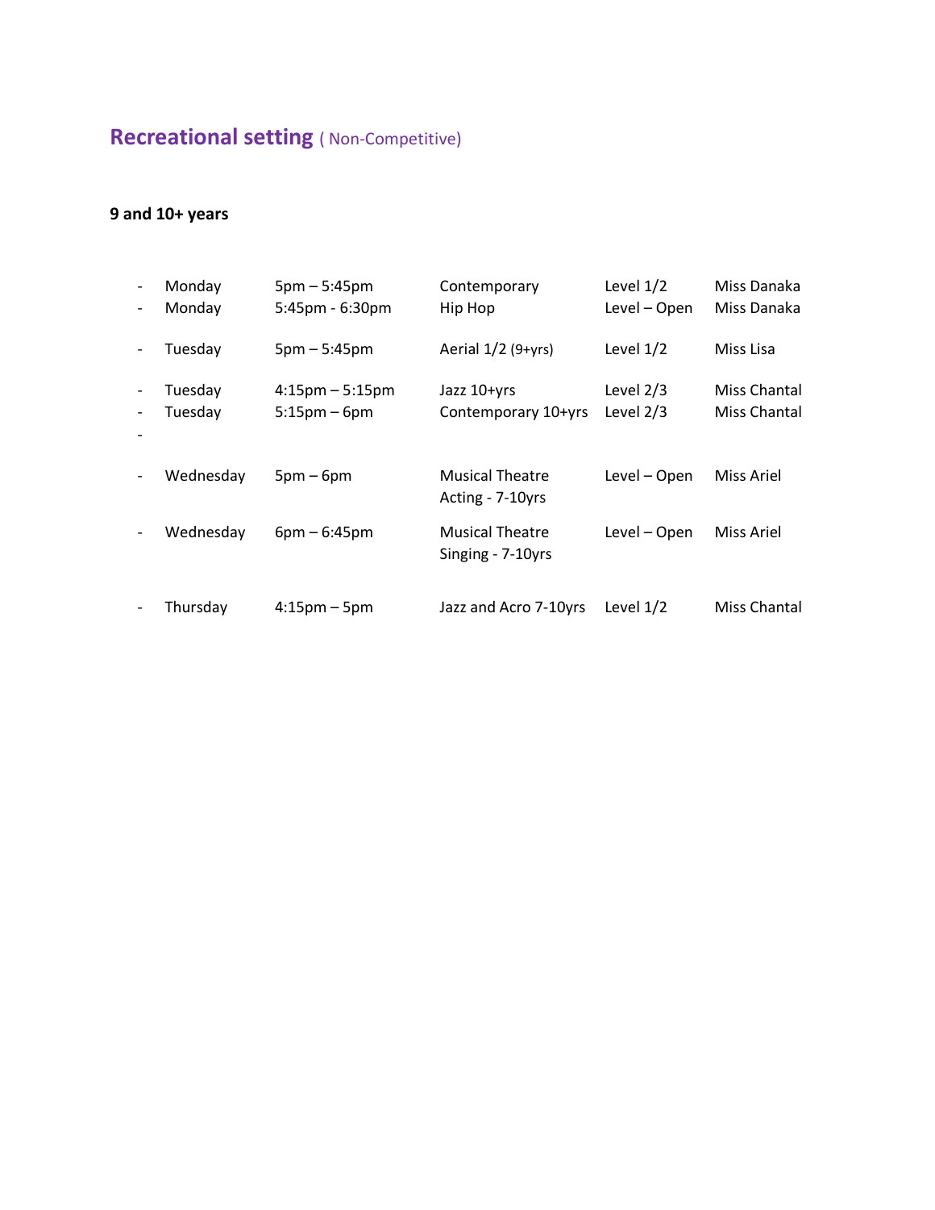## Recreational setting ( Non-Competitive)

**9 and 10+ years**

- Monday 5pm – 5:45pm Contemporary Level 1/2 Miss Danaka
- Monday 5:45pm - 6:30pm Hip Hop Level – Open Miss Danaka

- Tuesday 5pm – 5:45pm Aerial 1/2 (9+yrs) Level 1/2 Miss Lisa

- Tuesday 4:15pm – 5:15pm Jazz 10+yrs Level 2/3 Miss Chantal
- Tuesday 5:15pm – 6pm Contemporary 10+yrs Level 2/3 Miss Chantal
-

- Wednesday 5pm – 6pm Musical Theatre Acting - 7-10yrs Level – Open Miss Ariel

- Wednesday 6pm – 6:45pm Musical Theatre Singing - 7-10yrs Level – Open Miss Ariel

- Thursday 4:15pm – 5pm Jazz and Acro 7-10yrs Level 1/2 Miss Chantal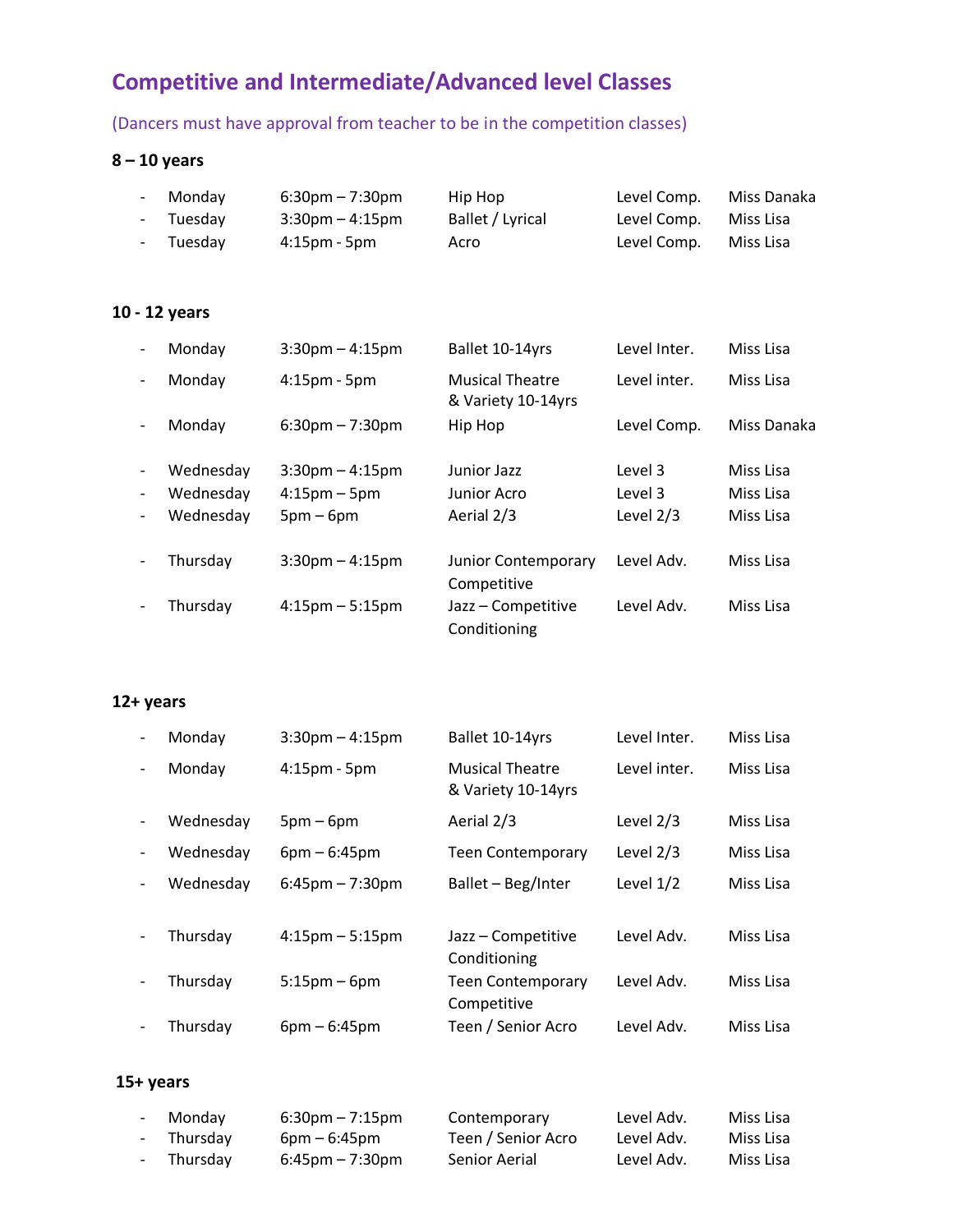## Competitive and Intermediate/Advanced level Classes

(Dancers must have approval from teacher to be in the competition classes)

**8 – 10 years**

| | | | | |
|---|---|---|---|---|
| Monday | 6:30pm – 7:30pm | Hip Hop | Level Comp. | Miss Danaka |
| Tuesday | 3:30pm – 4:15pm | Ballet / Lyrical | Level Comp. | Miss Lisa |
| Tuesday | 4:15pm - 5pm | Acro | Level Comp. | Miss Lisa |

**10 - 12 years**

| | | | | |
|---|---|---|---|---|
| Monday | 3:30pm – 4:15pm | Ballet 10-14yrs | Level Inter. | Miss Lisa |
| Monday | 4:15pm - 5pm | Musical Theatre & Variety 10-14yrs | Level inter. | Miss Lisa |
| Monday | 6:30pm – 7:30pm | Hip Hop | Level Comp. | Miss Danaka |
| Wednesday | 3:30pm – 4:15pm | Junior Jazz | Level 3 | Miss Lisa |
| Wednesday | 4:15pm – 5pm | Junior Acro | Level 3 | Miss Lisa |
| Wednesday | 5pm – 6pm | Aerial 2/3 | Level 2/3 | Miss Lisa |
| Thursday | 3:30pm – 4:15pm | Junior Contemporary Competitive | Level Adv. | Miss Lisa |
| Thursday | 4:15pm – 5:15pm | Jazz – Competitive Conditioning | Level Adv. | Miss Lisa |

**12+ years**

| | | | | |
|---|---|---|---|---|
| Monday | 3:30pm – 4:15pm | Ballet 10-14yrs | Level Inter. | Miss Lisa |
| Monday | 4:15pm - 5pm | Musical Theatre & Variety 10-14yrs | Level inter. | Miss Lisa |
| Wednesday | 5pm – 6pm | Aerial 2/3 | Level 2/3 | Miss Lisa |
| Wednesday | 6pm – 6:45pm | Teen Contemporary | Level 2/3 | Miss Lisa |
| Wednesday | 6:45pm – 7:30pm | Ballet – Beg/Inter | Level 1/2 | Miss Lisa |
| Thursday | 4:15pm – 5:15pm | Jazz – Competitive Conditioning | Level Adv. | Miss Lisa |
| Thursday | 5:15pm – 6pm | Teen Contemporary Competitive | Level Adv. | Miss Lisa |
| Thursday | 6pm – 6:45pm | Teen / Senior Acro | Level Adv. | Miss Lisa |

**15+ years**

| | | | | |
|---|---|---|---|---|
| Monday | 6:30pm – 7:15pm | Contemporary | Level Adv. | Miss Lisa |
| Thursday | 6pm – 6:45pm | Teen / Senior Acro | Level Adv. | Miss Lisa |
| Thursday | 6:45pm – 7:30pm | Senior Aerial | Level Adv. | Miss Lisa |